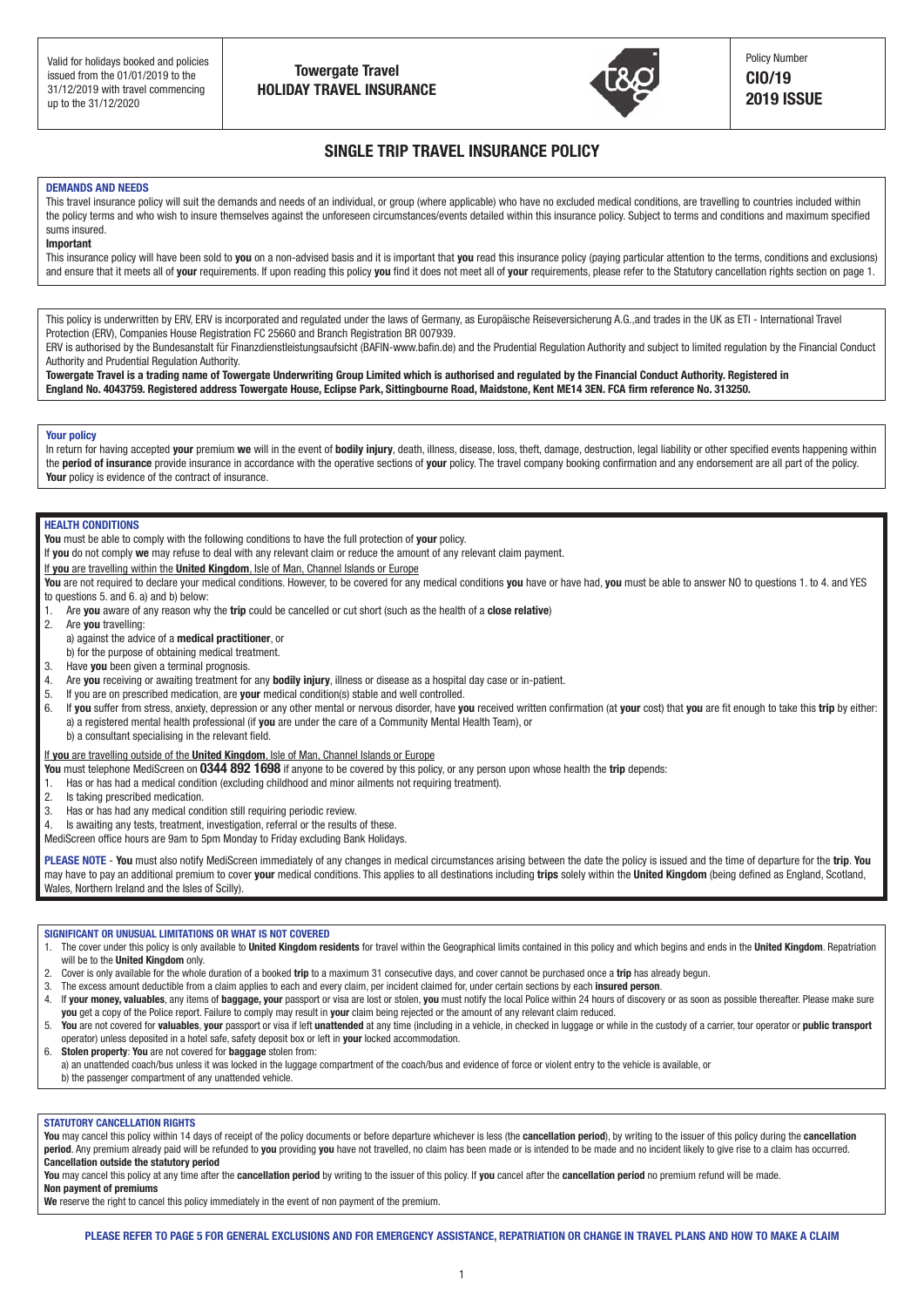Valid for holidays booked and policies issued from the 01/01/2019 to the 31/12/2019 with travel commencing up to the 31/12/2020

**Towergate Travel**
**HOLIDAY TRAVEL INSURANCE**

Policy Number
**CIO/19**
**2019 ISSUE**

# SINGLE TRIP TRAVEL INSURANCE POLICY

## DEMANDS AND NEEDS

This travel insurance policy will suit the demands and needs of an individual, or group (where applicable) who have no excluded medical conditions, are travelling to countries included within the policy terms and who wish to insure themselves against the unforeseen circumstances/events detailed within this insurance policy. Subject to terms and conditions and maximum specified sums insured.

**Important**

This insurance policy will have been sold to **you** on a non-advised basis and it is important that **you** read this insurance policy (paying particular attention to the terms, conditions and exclusions) and ensure that it meets all of **your** requirements. If upon reading this policy **you** find it does not meet all of **your** requirements, please refer to the Statutory cancellation rights section on page 1.

This policy is underwritten by ERV, ERV is incorporated and regulated under the laws of Germany, as Europäische Reiseversicherung A.G.,and trades in the UK as ETI - International Travel Protection (ERV), Companies House Registration FC 25660 and Branch Registration BR 007939.

ERV is authorised by the Bundesanstalt für Finanzdienstleistungsaufsicht (BAFIN-www.bafin.de) and the Prudential Regulation Authority and subject to limited regulation by the Financial Conduct Authority and Prudential Regulation Authority.

**Towergate Travel is a trading name of Towergate Underwriting Group Limited which is authorised and regulated by the Financial Conduct Authority. Registered in England No. 4043759. Registered address Towergate House, Eclipse Park, Sittingbourne Road, Maidstone, Kent ME14 3EN. FCA firm reference No. 313250.**

## Your policy

In return for having accepted **your** premium **we** will in the event of **bodily injury**, death, illness, disease, loss, theft, damage, destruction, legal liability or other specified events happening within the **period of insurance** provide insurance in accordance with the operative sections of **your** policy. The travel company booking confirmation and any endorsement are all part of the policy. **Your** policy is evidence of the contract of insurance.

## HEALTH CONDITIONS

**You** must be able to comply with the following conditions to have the full protection of **your** policy.

If **you** do not comply **we** may refuse to deal with any relevant claim or reduce the amount of any relevant claim payment.

If **you** are travelling within the **United Kingdom**, Isle of Man, Channel Islands or Europe

**You** are not required to declare your medical conditions. However, to be covered for any medical conditions **you** have or have had, **you** must be able to answer NO to questions 1. to 4. and YES to questions 5. and 6. a) and b) below:

1. Are **you** aware of any reason why the **trip** could be cancelled or cut short (such as the health of a **close relative**)
2. Are **you** travelling:
   a) against the advice of a **medical practitioner**, or
   b) for the purpose of obtaining medical treatment.
3. Have **you** been given a terminal prognosis.
4. Are **you** receiving or awaiting treatment for any **bodily injury**, illness or disease as a hospital day case or in-patient.
5. If you are on prescribed medication, are **your** medical condition(s) stable and well controlled.
6. If **you** suffer from stress, anxiety, depression or any other mental or nervous disorder, have **you** received written confirmation (at **your** cost) that **you** are fit enough to take this **trip** by either:
   a) a registered mental health professional (if **you** are under the care of a Community Mental Health Team), or
   b) a consultant specialising in the relevant field.

If **you** are travelling outside of the **United Kingdom**, Isle of Man, Channel Islands or Europe

**You** must telephone MediScreen on **0344 892 1698** if anyone to be covered by this policy, or any person upon whose health the **trip** depends:

1. Has or has had a medical condition (excluding childhood and minor ailments not requiring treatment).
2. Is taking prescribed medication.
3. Has or has had any medical condition still requiring periodic review.
4. Is awaiting any tests, treatment, investigation, referral or the results of these.

MediScreen office hours are 9am to 5pm Monday to Friday excluding Bank Holidays.

**PLEASE NOTE** - **You** must also notify MediScreen immediately of any changes in medical circumstances arising between the date the policy is issued and the time of departure for the **trip**. **You** may have to pay an additional premium to cover **your** medical conditions. This applies to all destinations including **trips** solely within the **United Kingdom** (being defined as England, Scotland, Wales, Northern Ireland and the Isles of Scilly).

## SIGNIFICANT OR UNUSUAL LIMITATIONS OR WHAT IS NOT COVERED

1. The cover under this policy is only available to **United Kingdom residents** for travel within the Geographical limits contained in this policy and which begins and ends in the **United Kingdom**. Repatriation will be to the **United Kingdom** only.
2. Cover is only available for the whole duration of a booked **trip** to a maximum 31 consecutive days, and cover cannot be purchased once a **trip** has already begun.
3. The excess amount deductible from a claim applies to each and every claim, per incident claimed for, under certain sections by each **insured person**.
4. If **your money, valuables**, any items of **baggage, your** passport or visa are lost or stolen, **you** must notify the local Police within 24 hours of discovery or as soon as possible thereafter. Please make sure **you** get a copy of the Police report. Failure to comply may result in **your** claim being rejected or the amount of any relevant claim reduced.
5. **You** are not covered for **valuables**, **your** passport or visa if left **unattended** at any time (including in a vehicle, in checked in luggage or while in the custody of a carrier, tour operator or **public transport** operator) unless deposited in a hotel safe, safety deposit box or left in **your** locked accommodation.
6. **Stolen property**: **You** are not covered for **baggage** stolen from:
   a) an unattended coach/bus unless it was locked in the luggage compartment of the coach/bus and evidence of force or violent entry to the vehicle is available, or
   b) the passenger compartment of any unattended vehicle.

## STATUTORY CANCELLATION RIGHTS

**You** may cancel this policy within 14 days of receipt of the policy documents or before departure whichever is less (the **cancellation period**), by writing to the issuer of this policy during the **cancellation period**. Any premium already paid will be refunded to **you** providing **you** have not travelled, no claim has been made or is intended to be made and no incident likely to give rise to a claim has occurred.

**Cancellation outside the statutory period**

**You** may cancel this policy at any time after the **cancellation period** by writing to the issuer of this policy. If **you** cancel after the **cancellation period** no premium refund will be made.

**Non payment of premiums**

**We** reserve the right to cancel this policy immediately in the event of non payment of the premium.

**PLEASE REFER TO PAGE 5 FOR GENERAL EXCLUSIONS AND FOR EMERGENCY ASSISTANCE, REPATRIATION OR CHANGE IN TRAVEL PLANS AND HOW TO MAKE A CLAIM**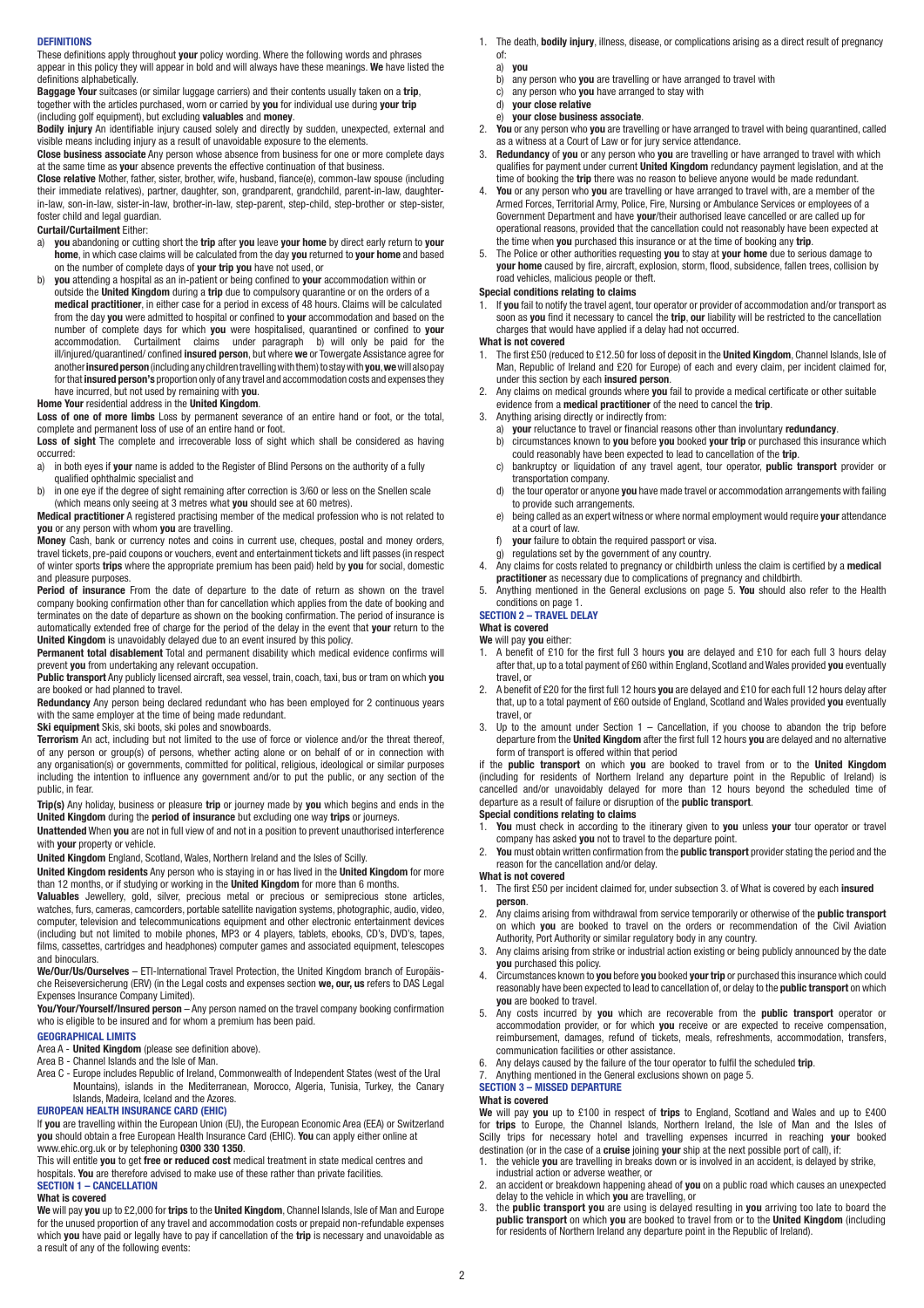## DEFINITIONS

These definitions apply throughout **your** policy wording. Where the following words and phrases appear in this policy they will appear in bold and will always have these meanings. **We** have listed the definitions alphabetically.

**Baggage Your** suitcases (or similar luggage carriers) and their contents usually taken on a **trip**, together with the articles purchased, worn or carried by **you** for individual use during **your trip** (including golf equipment), but excluding **valuables** and **money**.

**Bodily injury** An identifiable injury caused solely and directly by sudden, unexpected, external and visible means including injury as a result of unavoidable exposure to the elements.

**Close business associate** Any person whose absence from business for one or more complete days at the same time as **your** absence prevents the effective continuation of that business.

**Close relative** Mother, father, sister, brother, wife, husband, fiance(e), common-law spouse (including their immediate relatives), partner, daughter, son, grandparent, grandchild, parent-in-law, daughter-in-law, son-in-law, sister-in-law, brother-in-law, step-parent, step-child, step-brother or step-sister, foster child and legal guardian.

**Curtail/Curtailment** Either:

a) **you** abandoning or cutting short the **trip** after **you** leave **your home** by direct early return to **your home**, in which case claims will be calculated from the day **you** returned to **your home** and based on the number of complete days of **your trip you** have not used, or
b) **you** attending a hospital as an in-patient or being confined to **your** accommodation within or outside the **United Kingdom** during a **trip** due to compulsory quarantine or on the orders of a **medical practitioner**, in either case for a period in excess of 48 hours. Claims will be calculated from the day **you** were admitted to hospital or confined to **your** accommodation and based on the number of complete days for which **you** were hospitalised, quarantined or confined to **your** accommodation. Curtailment claims under paragraph b) will only be paid for the ill/injured/quarantined/ confined **insured person**, but where **we** or Towergate Assistance agree for another **insured person** (including any children travelling with them) to stay with **you**, **we** will also pay for that **insured person's** proportion only of any travel and accommodation costs and expenses they have incurred, but not used by remaining with **you**.

**Home Your** residential address in the **United Kingdom**.

**Loss of one of more limbs** Loss by permanent severance of an entire hand or foot, or the total, complete and permanent loss of use of an entire hand or foot.

**Loss of sight** The complete and irrecoverable loss of sight which shall be considered as having occurred:

a) in both eyes if **your** name is added to the Register of Blind Persons on the authority of a fully qualified ophthalmic specialist and
b) in one eye if the degree of sight remaining after correction is 3/60 or less on the Snellen scale (which means only seeing at 3 metres what **you** should see at 60 metres).

**Medical practitioner** A registered practising member of the medical profession who is not related to **you** or any person with whom **you** are travelling.

**Money** Cash, bank or currency notes and coins in current use, cheques, postal and money orders, travel tickets, pre-paid coupons or vouchers, event and entertainment tickets and lift passes (in respect of winter sports **trips** where the appropriate premium has been paid) held by **you** for social, domestic and pleasure purposes.

**Period of insurance** From the date of departure to the date of return as shown on the travel company booking confirmation other than for cancellation which applies from the date of booking and terminates on the date of departure as shown on the booking confirmation. The period of insurance is automatically extended free of charge for the period of the delay in the event that **your** return to the **United Kingdom** is unavoidably delayed due to an event insured by this policy.

**Permanent total disablement** Total and permanent disability which medical evidence confirms will prevent **you** from undertaking any relevant occupation.

**Public transport** Any publicly licensed aircraft, sea vessel, train, coach, taxi, bus or tram on which **you** are booked or had planned to travel.

**Redundancy** Any person being declared redundant who has been employed for 2 continuous years with the same employer at the time of being made redundant.

**Ski equipment** Skis, ski boots, ski poles and snowboards.

**Terrorism** An act, including but not limited to the use of force or violence and/or the threat thereof, of any person or group(s) of persons, whether acting alone or on behalf of or in connection with any organisation(s) or governments, committed for political, religious, ideological or similar purposes including the intention to influence any government and/or to put the public, or any section of the public, in fear.

**Trip(s)** Any holiday, business or pleasure **trip** or journey made by **you** which begins and ends in the **United Kingdom** during the **period of insurance** but excluding one way **trips** or journeys.

**Unattended** When **you** are not in full view of and not in a position to prevent unauthorised interference with **your** property or vehicle.

**United Kingdom** England, Scotland, Wales, Northern Ireland and the Isles of Scilly.

**United Kingdom residents** Any person who is staying in or has lived in the **United Kingdom** for more than 12 months, or if studying or working in the **United Kingdom** for more than 6 months.

**Valuables** Jewellery, gold, silver, precious metal or precious or semiprecious stone articles, watches, furs, cameras, camcorders, portable satellite navigation systems, photographic, audio, video, computer, television and telecommunications equipment and other electronic entertainment devices (including but not limited to mobile phones, MP3 or 4 players, tablets, ebooks, CD's, DVD's, tapes, films, cassettes, cartridges and headphones) computer games and associated equipment, telescopes and binoculars.

**We/Our/Us/Ourselves** – ETI-International Travel Protection, the United Kingdom branch of Europäische Reiseversicherung (ERV) (in the Legal costs and expenses section **we, our, us** refers to DAS Legal Expenses Insurance Company Limited).

**You/Your/Yourself/Insured person** – Any person named on the travel company booking confirmation who is eligible to be insured and for whom a premium has been paid.

## GEOGRAPHICAL LIMITS

Area A - **United Kingdom** (please see definition above).

Area B - Channel Islands and the Isle of Man.

Area C - Europe includes Republic of Ireland, Commonwealth of Independent States (west of the Ural Mountains), islands in the Mediterranean, Morocco, Algeria, Tunisia, Turkey, the Canary Islands, Madeira, Iceland and the Azores.

## EUROPEAN HEALTH INSURANCE CARD (EHIC)

If **you** are travelling within the European Union (EU), the European Economic Area (EEA) or Switzerland **you** should obtain a free European Health Insurance Card (EHIC). **You** can apply either online at www.ehic.org.uk or by telephoning **0300 330 1350**.

This will entitle **you** to get **free or reduced cost** medical treatment in state medical centres and hospitals. **You** are therefore advised to make use of these rather than private facilities.

## SECTION 1 – CANCELLATION

### What is covered

**We** will pay **you** up to £2,000 for **trips** to the **United Kingdom**, Channel Islands, Isle of Man and Europe for the unused proportion of any travel and accommodation costs or prepaid non-refundable expenses which **you** have paid or legally have to pay if cancellation of the **trip** is necessary and unavoidable as a result of any of the following events:

1. The death, **bodily injury**, illness, disease, or complications arising as a direct result of pregnancy of:
   a) **you**
   b) any person who **you** are travelling or have arranged to travel with
   c) any person who **you** have arranged to stay with
   d) **your close relative**
   e) **your close business associate**.
2. **You** or any person who **you** are travelling or have arranged to travel with being quarantined, called as a witness at a Court of Law or for jury service attendance.
3. **Redundancy** of **you** or any person who **you** are travelling or have arranged to travel with which qualifies for payment under current **United Kingdom** redundancy payment legislation, and at the time of booking the **trip** there was no reason to believe anyone would be made redundant.
4. **You** or any person who **you** are travelling or have arranged to travel with, are a member of the Armed Forces, Territorial Army, Police, Fire, Nursing or Ambulance Services or employees of a Government Department and have **your**/their authorised leave cancelled or are called up for operational reasons, provided that the cancellation could not reasonably have been expected at the time when **you** purchased this insurance or at the time of booking any **trip**.
5. The Police or other authorities requesting **you** to stay at **your home** due to serious damage to **your home** caused by fire, aircraft, explosion, storm, flood, subsidence, fallen trees, collision by road vehicles, malicious people or theft.

### Special conditions relating to claims

1. If **you** fail to notify the travel agent, tour operator or provider of accommodation and/or transport as soon as **you** find it necessary to cancel the **trip**, **our** liability will be restricted to the cancellation charges that would have applied if a delay had not occurred.

### What is not covered

1. The first £50 (reduced to £12.50 for loss of deposit in the **United Kingdom**, Channel Islands, Isle of Man, Republic of Ireland and £20 for Europe) of each and every claim, per incident claimed for, under this section by each **insured person**.
2. Any claims on medical grounds where **you** fail to provide a medical certificate or other suitable evidence from a **medical practitioner** of the need to cancel the **trip**.
3. Anything arising directly or indirectly from:
   a) **your** reluctance to travel or financial reasons other than involuntary **redundancy**.
   b) circumstances known to **you** before **you** booked **your trip** or purchased this insurance which could reasonably have been expected to lead to cancellation of the **trip**.
   c) bankruptcy or liquidation of any travel agent, tour operator, **public transport** provider or transportation company.
   d) the tour operator or anyone **you** have made travel or accommodation arrangements with failing to provide such arrangements.
   e) being called as an expert witness or where normal employment would require **your** attendance at a court of law.
   f) **your** failure to obtain the required passport or visa.
   g) regulations set by the government of any country.
4. Any claims for costs related to pregnancy or childbirth unless the claim is certified by a **medical practitioner** as necessary due to complications of pregnancy and childbirth.
5. Anything mentioned in the General exclusions on page 5. **You** should also refer to the Health conditions on page 1.

## SECTION 2 – TRAVEL DELAY

### What is covered

**We** will pay **you** either:

1. A benefit of £10 for the first full 3 hours **you** are delayed and £10 for each full 3 hours delay after that, up to a total payment of £60 within England, Scotland and Wales provided **you** eventually travel, or
2. A benefit of £20 for the first full 12 hours **you** are delayed and £10 for each full 12 hours delay after that, up to a total payment of £60 outside of England, Scotland and Wales provided **you** eventually travel, or
3. Up to the amount under Section 1 – Cancellation, if you choose to abandon the trip before departure from the **United Kingdom** after the first full 12 hours **you** are delayed and no alternative form of transport is offered within that period

if the **public transport** on which **you** are booked to travel from or to the **United Kingdom** (including for residents of Northern Ireland any departure point in the Republic of Ireland) is cancelled and/or unavoidably delayed for more than 12 hours beyond the scheduled time of departure as a result of failure or disruption of the **public transport**.

### Special conditions relating to claims

1. **You** must check in according to the itinerary given to **you** unless **your** tour operator or travel company has asked **you** not to travel to the departure point.
2. **You** must obtain written confirmation from the **public transport** provider stating the period and the reason for the cancellation and/or delay.

### What is not covered

1. The first £50 per incident claimed for, under subsection 3. of What is covered by each **insured person**.
2. Any claims arising from withdrawal from service temporarily or otherwise of the **public transport** on which **you** are booked to travel on the orders or recommendation of the Civil Aviation Authority, Port Authority or similar regulatory body in any country.
3. Any claims arising from strike or industrial action existing or being publicly announced by the date **you** purchased this policy.
4. Circumstances known to **you** before **you** booked **your trip** or purchased this insurance which could reasonably have been expected to lead to cancellation of, or delay to the **public transport** on which **you** are booked to travel.
5. Any costs incurred by **you** which are recoverable from the **public transport** operator or accommodation provider, or for which **you** receive or are expected to receive compensation, reimbursement, damages, refund of tickets, meals, refreshments, accommodation, transfers, communication facilities or other assistance.
6. Any delays caused by the failure of the tour operator to fulfil the scheduled **trip**.
7. Anything mentioned in the General exclusions shown on page 5.

## SECTION 3 – MISSED DEPARTURE

### What is covered

**We** will pay **you** up to £100 in respect of **trips** to England, Scotland and Wales and up to £400 for **trips** to Europe, the Channel Islands, Northern Ireland, the Isle of Man and the Isles of Scilly trips for necessary hotel and travelling expenses incurred in reaching **your** booked destination (or in the case of a **cruise** joining **your** ship at the next possible port of call), if:

1. the vehicle **you** are travelling in breaks down or is involved in an accident, is delayed by strike, industrial action or adverse weather, or
2. an accident or breakdown happening ahead of **you** on a public road which causes an unexpected delay to the vehicle in which **you** are travelling, or
3. the **public transport you** are using is delayed resulting in **you** arriving too late to board the **public transport** on which **you** are booked to travel from or to the **United Kingdom** (including for residents of Northern Ireland any departure point in the Republic of Ireland).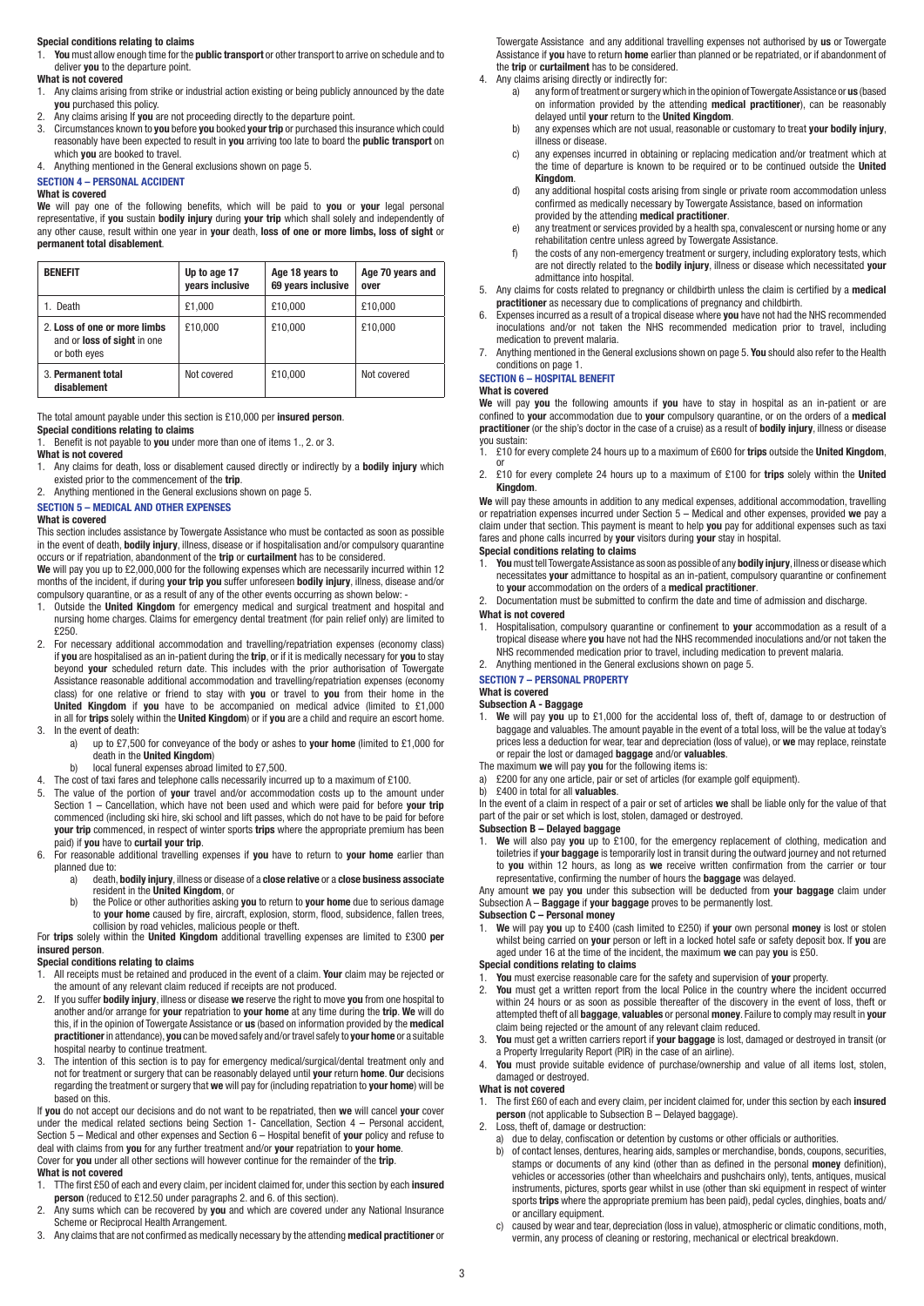**Special conditions relating to claims**

1. **You** must allow enough time for the **public transport** or other transport to arrive on schedule and to deliver **you** to the departure point.

**What is not covered**

1. Any claims arising from strike or industrial action existing or being publicly announced by the date **you** purchased this policy.
2. Any claims arising If **you** are not proceeding directly to the departure point.
3. Circumstances known to **you** before **you** booked **your trip** or purchased this insurance which could reasonably have been expected to result in **you** arriving too late to board the **public transport** on which **you** are booked to travel.
4. Anything mentioned in the General exclusions shown on page 5.

## SECTION 4 – PERSONAL ACCIDENT

**What is covered**

**We** will pay one of the following benefits, which will be paid to **you** or **your** legal personal representative, if **you** sustain **bodily injury** during **your trip** which shall solely and independently of any other cause, result within one year in **your** death, **loss of one or more limbs, loss of sight** or **permanent total disablement**.

| BENEFIT | Up to age 17 years inclusive | Age 18 years to 69 years inclusive | Age 70 years and over |
|---|---|---|---|
| 1. Death | £1,000 | £10,000 | £10,000 |
| 2. **Loss of one or more limbs** and or **loss of sight** in one or both eyes | £10,000 | £10,000 | £10,000 |
| 3. **Permanent total disablement** | Not covered | £10,000 | Not covered |

The total amount payable under this section is £10,000 per **insured person**.

**Special conditions relating to claims**

1. Benefit is not payable to **you** under more than one of items 1., 2. or 3.

**What is not covered**

1. Any claims for death, loss or disablement caused directly or indirectly by a **bodily injury** which existed prior to the commencement of the **trip**.
2. Anything mentioned in the General exclusions shown on page 5.

## SECTION 5 – MEDICAL AND OTHER EXPENSES

**What is covered**

This section includes assistance by Towergate Assistance who must be contacted as soon as possible in the event of death, **bodily injury**, illness, disease or if hospitalisation and/or compulsory quarantine occurs or if repatriation, abandonment of the **trip** or **curtailment** has to be considered.

**We** will pay you up to £2,000,000 for the following expenses which are necessarily incurred within 12 months of the incident, if during **your trip you** suffer unforeseen **bodily injury**, illness, disease and/or compulsory quarantine, or as a result of any of the other events occurring as shown below: -

1. Outside the **United Kingdom** for emergency medical and surgical treatment and hospital and nursing home charges. Claims for emergency dental treatment (for pain relief only) are limited to £250.
2. For necessary additional accommodation and travelling/repatriation expenses (economy class) if **you** are hospitalised as an in-patient during the **trip**, or if it is medically necessary for **you** to stay beyond **your** scheduled return date. This includes with the prior authorisation of Towergate Assistance reasonable additional accommodation and travelling/repatriation expenses (economy class) for one relative or friend to stay with **you** or travel to **you** from their home in the **United Kingdom** if **you** have to be accompanied on medical advice (limited to £1,000 in all for **trips** solely within the **United Kingdom**) or if **you** are a child and require an escort home.
3. In the event of death:
   a) up to £7,500 for conveyance of the body or ashes to **your home** (limited to £1,000 for death in the **United Kingdom**)
   b) local funeral expenses abroad limited to £7,500.
4. The cost of taxi fares and telephone calls necessarily incurred up to a maximum of £100.
5. The value of the portion of **your** travel and/or accommodation costs up to the amount under Section 1 – Cancellation, which have not been used and which were paid for before **your trip** commenced (including ski hire, ski school and lift passes, which do not have to be paid for before **your trip** commenced, in respect of winter sports **trips** where the appropriate premium has been paid) if **you** have to **curtail your trip**.
6. For reasonable additional travelling expenses if **you** have to return to **your home** earlier than planned due to:
   a) death, **bodily injury**, illness or disease of a **close relative** or a **close business associate** resident in the **United Kingdom**, or
   b) the Police or other authorities asking **you** to return to **your home** due to serious damage to **your home** caused by fire, aircraft, explosion, storm, flood, subsidence, fallen trees, collision by road vehicles, malicious people or theft.

For **trips** solely within the **United Kingdom** additional travelling expenses are limited to £300 **per insured person**.

**Special conditions relating to claims**

1. All receipts must be retained and produced in the event of a claim. **Your** claim may be rejected or the amount of any relevant claim reduced if receipts are not produced.
2. If you suffer **bodily injury**, illness or disease **we** reserve the right to move **you** from one hospital to another and/or arrange for **your** repatriation to **your home** at any time during the **trip**. **We** will do this, if in the opinion of Towergate Assistance or **us** (based on information provided by the **medical practitioner** in attendance), **you** can be moved safely and/or travel safely to **your home** or a suitable hospital nearby to continue treatment.
3. The intention of this section is to pay for emergency medical/surgical/dental treatment only and not for treatment or surgery that can be reasonably delayed until **your** return **home**. **Our** decisions regarding the treatment or surgery that **we** will pay for (including repatriation to **your home**) will be based on this.

If **you** do not accept our decisions and do not want to be repatriated, then **we** will cancel **your** cover under the medical related sections being Section 1- Cancellation, Section 4 – Personal accident, Section 5 – Medical and other expenses and Section 6 – Hospital benefit of **your** policy and refuse to deal with claims from **you** for any further treatment and/or **your** repatriation to **your home**.

Cover for **you** under all other sections will however continue for the remainder of the **trip**.

**What is not covered**

1. TThe first £50 of each and every claim, per incident claimed for, under this section by each **insured person** (reduced to £12.50 under paragraphs 2. and 6. of this section).
2. Any sums which can be recovered by **you** and which are covered under any National Insurance Scheme or Reciprocal Health Arrangement.
3. Any claims that are not confirmed as medically necessary by the attending **medical practitioner** or Towergate Assistance and any additional travelling expenses not authorised by **us** or Towergate Assistance if **you** have to return **home** earlier than planned or be repatriated, or if abandonment of the **trip** or **curtailment** has to be considered.
4. Any claims arising directly or indirectly for:
   a) any form of treatment or surgery which in the opinion of Towergate Assistance or **us** (based on information provided by the attending **medical practitioner**), can be reasonably delayed until **your** return to the **United Kingdom**.
   b) any expenses which are not usual, reasonable or customary to treat **your bodily injury**, illness or disease.
   c) any expenses incurred in obtaining or replacing medication and/or treatment which at the time of departure is known to be required or to be continued outside the **United Kingdom**.
   d) any additional hospital costs arising from single or private room accommodation unless confirmed as medically necessary by Towergate Assistance, based on information provided by the attending **medical practitioner**.
   e) any treatment or services provided by a health spa, convalescent or nursing home or any rehabilitation centre unless agreed by Towergate Assistance.
   f) the costs of any non-emergency treatment or surgery, including exploratory tests, which are not directly related to the **bodily injury**, illness or disease which necessitated **your** admittance into hospital.
5. Any claims for costs related to pregnancy or childbirth unless the claim is certified by a **medical practitioner** as necessary due to complications of pregnancy and childbirth.
6. Expenses incurred as a result of a tropical disease where **you** have not had the NHS recommended inoculations and/or not taken the NHS recommended medication prior to travel, including medication to prevent malaria.
7. Anything mentioned in the General exclusions shown on page 5. **You** should also refer to the Health conditions on page 1.

## SECTION 6 – HOSPITAL BENEFIT

**What is covered**

**We** will pay **you** the following amounts if **you** have to stay in hospital as an in-patient or are confined to **your** accommodation due to **your** compulsory quarantine, or on the orders of a **medical practitioner** (or the ship's doctor in the case of a cruise) as a result of **bodily injury**, illness or disease you sustain:

1. £10 for every complete 24 hours up to a maximum of £600 for **trips** outside the **United Kingdom**, or
2. £10 for every complete 24 hours up to a maximum of £100 for **trips** solely within the **United Kingdom**.

**We** will pay these amounts in addition to any medical expenses, additional accommodation, travelling or repatriation expenses incurred under Section 5 – Medical and other expenses, provided **we** pay a claim under that section. This payment is meant to help **you** pay for additional expenses such as taxi fares and phone calls incurred by **your** visitors during **your** stay in hospital.

**Special conditions relating to claims**

1. **You** must tell Towergate Assistance as soon as possible of any **bodily injury**, illness or disease which necessitates **your** admittance to hospital as an in-patient, compulsory quarantine or confinement to **your** accommodation on the orders of a **medical practitioner**.
2. Documentation must be submitted to confirm the date and time of admission and discharge.

**What is not covered**

1. Hospitalisation, compulsory quarantine or confinement to **your** accommodation as a result of a tropical disease where **you** have not had the NHS recommended inoculations and/or not taken the NHS recommended medication prior to travel, including medication to prevent malaria.
2. Anything mentioned in the General exclusions shown on page 5.

## SECTION 7 – PERSONAL PROPERTY

**What is covered**

**Subsection A - Baggage**

1. **We** will pay **you** up to £1,000 for the accidental loss of, theft of, damage to or destruction of baggage and valuables. The amount payable in the event of a total loss, will be the value at today's prices less a deduction for wear, tear and depreciation (loss of value), or **we** may replace, reinstate or repair the lost or damaged **baggage** and/or **valuables**.

The maximum **we** will pay **you** for the following items is:

a) £200 for any one article, pair or set of articles (for example golf equipment).
b) £400 in total for all **valuables**.

In the event of a claim in respect of a pair or set of articles **we** shall be liable only for the value of that part of the pair or set which is lost, stolen, damaged or destroyed.

**Subsection B – Delayed baggage**

1. **We** will also pay **you** up to £100, for the emergency replacement of clothing, medication and toiletries if **your baggage** is temporarily lost in transit during the outward journey and not returned to **you** within 12 hours, as long as **we** receive written confirmation from the carrier or tour representative, confirming the number of hours the **baggage** was delayed.

Any amount **we** pay **you** under this subsection will be deducted from **your baggage** claim under Subsection A – **Baggage** if **your baggage** proves to be permanently lost.

**Subsection C – Personal money**

1. **We** will pay **you** up to £400 (cash limited to £250) if **your** own personal **money** is lost or stolen whilst being carried on **your** person or left in a locked hotel safe or safety deposit box. If **you** are aged under 16 at the time of the incident, the maximum **we** can pay **you** is £50.

**Special conditions relating to claims**

1. **You** must exercise reasonable care for the safety and supervision of **your** property.
2. **You** must get a written report from the local Police in the country where the incident occurred within 24 hours or as soon as possible thereafter of the discovery in the event of loss, theft or attempted theft of all **baggage**, **valuables** or personal **money**. Failure to comply may result in **your** claiming being rejected or the amount of any relevant claim reduced.
3. **You** must get a written carriers report if **your baggage** is lost, damaged or destroyed in transit (or a Property Irregularity Report (PIR) in the case of an airline).
4. **You** must provide suitable evidence of purchase/ownership and value of all items lost, stolen, damaged or destroyed.

**What is not covered**

1. The first £60 of each and every claim, per incident claimed for, under this section by each **insured person** (not applicable to Subsection B – Delayed baggage).
2. Loss, theft of, damage or destruction:
   a) due to delay, confiscation or detention by customs or other officials or authorities.
   b) of contact lenses, dentures, hearing aids, samples or merchandise, bonds, coupons, securities, stamps or documents of any kind (other than as defined in the personal **money** definition), vehicles or accessories (other than wheelchairs and pushchairs only), tents, antiques, musical instruments, pictures, sports gear whilst in use (other than ski equipment in respect of winter sports **trips** where the appropriate premium has been paid), pedal cycles, dinghies, boats and/ or ancillary equipment.
   c) caused by wear and tear, depreciation (loss in value), atmospheric or climatic conditions, moth, vermin, any process of cleaning or restoring, mechanical or electrical breakdown.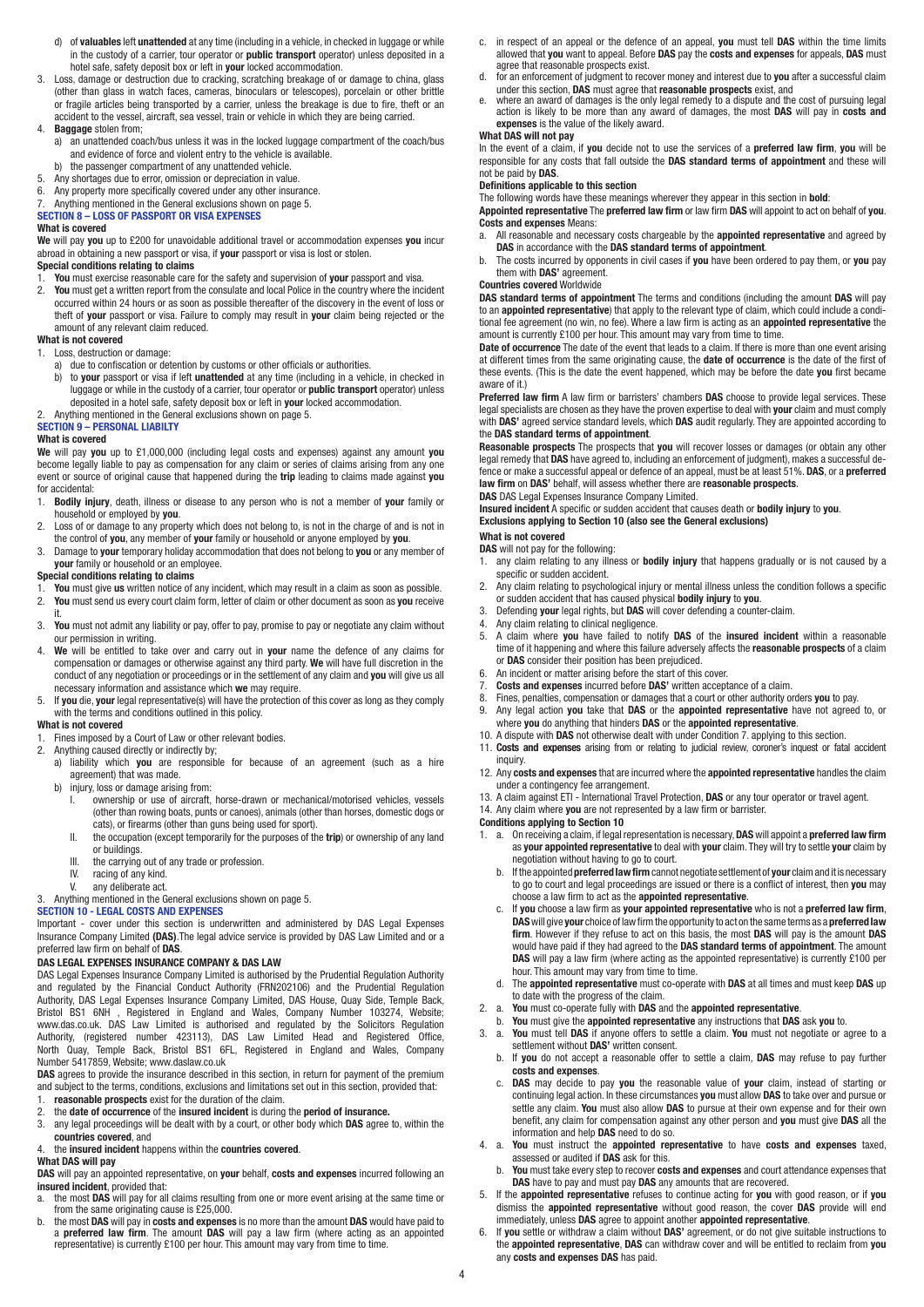d) of **valuables** left **unattended** at any time (including in a vehicle, in checked in luggage or while in the custody of a carrier, tour operator or **public transport** operator) unless deposited in a hotel safe, safety deposit box or left in **your** locked accommodation.

3. Loss, damage or destruction due to cracking, scratching breakage of or damage to china, glass (other than glass in watch faces, cameras, binoculars or telescopes), porcelain or other brittle or fragile articles being transported by a carrier, unless the breakage is due to fire, theft or an accident to the vessel, aircraft, sea vessel, train or vehicle in which they are being carried.
4. **Baggage** stolen from;
   a) an unattended coach/bus unless it was in the locked luggage compartment of the coach/bus and evidence of force and violent entry to the vehicle is available.
   b) the passenger compartment of any unattended vehicle.
5. Any shortages due to error, omission or depreciation in value.
6. Any property more specifically covered under any other insurance.
7. Anything mentioned in the General exclusions shown on page 5.

## SECTION 8 – LOSS OF PASSPORT OR VISA EXPENSES

**What is covered**

**We** will pay **you** up to £200 for unavoidable additional travel or accommodation expenses **you** incur abroad in obtaining a new passport or visa, if **your** passport or visa is lost or stolen.

**Special conditions relating to claims**

1. **You** must exercise reasonable care for the safety and supervision of **your** passport and visa.
2. **You** must get a written report from the consulate and local Police in the country where the incident occurred within 24 hours or as soon as possible thereafter of the discovery in the event of loss or theft of **your** passport or visa. Failure to comply may result in **your** claim being rejected or the amount of any relevant claim reduced.

**What is not covered**

1. Loss, destruction or damage:
   a) due to confiscation or detention by customs or other officials or authorities.
   b) to **your** passport or visa if left **unattended** at any time (including in a vehicle, in checked in luggage or while in the custody of a carrier, tour operator or **public transport** operator) unless deposited in a hotel safe, safety deposit box or left in **your** locked accommodation.
2. Anything mentioned in the General exclusions shown on page 5.

## SECTION 9 – PERSONAL LIABILTY

**What is covered**

**We** will pay **you** up to £1,000,000 (including legal costs and expenses) against any amount **you** become legally liable to pay as compensation for any claim or series of claims arising from any one event or source of original cause that happened during the **trip** leading to claims made against **you** for accidental:

1. **Bodily injury**, death, illness or disease to any person who is not a member of **your** family or household or employed by **you**.
2. Loss of or damage to any property which does not belong to, is not in the charge of and is not in the control of **you**, any member of **your** family or household or anyone employed by **you**.
3. Damage to **your** temporary holiday accommodation that does not belong to **you** or any member of **your** family or household or an employee.

**Special conditions relating to claims**

1. **You** must give **us** written notice of any incident, which may result in a claim as soon as possible.
2. **You** must send us every court claim form, letter of claim or other document as soon as **you** receive it.
3. **You** must not admit any liability or pay, offer to pay, promise to pay or negotiate any claim without our permission in writing.
4. **We** will be entitled to take over and carry out in **your** name the defence of any claims for compensation or damages or otherwise against any third party. **We** will have full discretion in the conduct of any negotiation or proceedings or in the settlement of any claim and **you** will give us all necessary information and assistance which **we** may require.
5. If **you** die, **your** legal representative(s) will have the protection of this cover as long as they comply with the terms and conditions outlined in this policy.

**What is not covered**

1. Fines imposed by a Court of Law or other relevant bodies.
2. Anything caused directly or indirectly by;
   a) liability which **you** are responsible for because of an agreement (such as a hire agreement) that was made.
   b) injury, loss or damage arising from:
      I. ownership or use of aircraft, horse-drawn or mechanical/motorised vehicles, vessels (other than rowing boats, punts or canoes), animals (other than horses, domestic dogs or cats), or firearms (other than guns being used for sport).
      II. the occupation (except temporarily for the purposes of the **trip**) or ownership of any land or buildings.
      III. the carrying out of any trade or profession.
      IV. racing of any kind.
      V. any deliberate act.
3. Anything mentioned in the General exclusions shown on page 5.

## SECTION 10 - LEGAL COSTS AND EXPENSES

Important - cover under this section is underwritten and administered by DAS Legal Expenses Insurance Company Limited **(DAS)**.The legal advice service is provided by DAS Law Limited and or a preferred law firm on behalf of **DAS**.

**DAS LEGAL EXPENSES INSURANCE COMPANY & DAS LAW**

DAS Legal Expenses Insurance Company Limited is authorised by the Prudential Regulation Authority and regulated by the Financial Conduct Authority (FRN202106) and the Prudential Regulation Authority, DAS Legal Expenses Insurance Company Limited, DAS House, Quay Side, Temple Back, Bristol BS1 6NH , Registered in England and Wales, Company Number 103274, Website; www.das.co.uk. DAS Law Limited is authorised and regulated by the Solicitors Regulation Authority, (registered number 423113), DAS Law Limited Head and Registered Office, North Quay, Temple Back, Bristol BS1 6FL, Registered in England and Wales, Company Number 5417859, Website; www.daslaw.co.uk

**DAS** agrees to provide the insurance described in this section, in return for payment of the premium and subject to the terms, conditions, exclusions and limitations set out in this section, provided that:

1. **reasonable prospects** exist for the duration of the claim.
2. the **date of occurrence** of the **insured incident** is during the **period of insurance.**
3. any legal proceedings will be dealt with by a court, or other body which **DAS** agree to, within the **countries covered**, and
4. the **insured incident** happens within the **countries covered**.

**What DAS will pay**

**DAS** will pay an appointed representative, on **your** behalf, **costs and expenses** incurred following an **insured incident**, provided that:

a. the most **DAS** will pay for all claims resulting from one or more event arising at the same time or from the same originating cause is £25,000.
b. the most **DAS** will pay in **costs and expenses** is no more than the amount **DAS** would have paid to a **preferred law firm**. The amount **DAS** will pay a law firm (where acting as an appointed representative) is currently £100 per hour. This amount may vary from time to time.
c. in respect of an appeal or the defence of an appeal, **you** must tell **DAS** within the time limits allowed that **you** want to appeal. Before **DAS** pay the **costs and expenses** for appeals, **DAS** must agree that reasonable prospects exist.
d. for an enforcement of judgment to recover money and interest due to **you** after a successful claim under this section, **DAS** must agree that **reasonable prospects** exist, and
e. where an award of damages is the only legal remedy to a dispute and the cost of pursuing legal action is likely to be more than any award of damages, the most **DAS** will pay in **costs and expenses** is the value of the likely award.

**What DAS will not pay**

In the event of a claim, if **you** decide not to use the services of a **preferred law firm**, **you** will be responsible for any costs that fall outside the **DAS standard terms of appointment** and these will not be paid by **DAS**.

**Definitions applicable to this section**

The following words have these meanings wherever they appear in this section in **bold**:

**Appointed representative** The **preferred law firm** or law firm **DAS** will appoint to act on behalf of **you**.

**Costs and expenses** Means:

a. All reasonable and necessary costs chargeable by the **appointed representative** and agreed by **DAS** in accordance with the **DAS standard terms of appointment**.
b. The costs incurred by opponents in civil cases if **you** have been ordered to pay them, or **you** pay them with **DAS'** agreement.

**Countries covered** Worldwide

**DAS standard terms of appointment** The terms and conditions (including the amount **DAS** will pay to an **appointed representative**) that apply to the relevant type of claim, which could include a conditional fee agreement (no win, no fee). Where a law firm is acting as an **appointed representative** the amount is currently £100 per hour. This amount may vary from time to time.

**Date of occurrence** The date of the event that leads to a claim. If there is more than one event arising at different times from the same originating cause, the **date of occurrence** is the date of the first of these events. (This is the date the event happened, which may be before the date **you** first became aware of it.)

**Preferred law firm** A law firm or barristers' chambers **DAS** choose to provide legal services. These legal specialists are chosen as they have the proven expertise to deal with **your** claim and must comply with **DAS'** agreed service standard levels, which **DAS** audit regularly. They are appointed according to the **DAS standard terms of appointment**.

**Reasonable prospects** The prospects that **you** will recover losses or damages (or obtain any other legal remedy that **DAS** have agreed to, including an enforcement of judgment), makes a successful defence or make a successful appeal or defence of an appeal, must be at least 51%. **DAS**, or a **preferred law firm** on **DAS'** behalf, will assess whether there are **reasonable prospects**.

**DAS** DAS Legal Expenses Insurance Company Limited.

**Insured incident** A specific or sudden accident that causes death or **bodily injury** to **you**.

**Exclusions applying to Section 10 (also see the General exclusions)**

**What is not covered**

**DAS** will not pay for the following:

1. any claim relating to any illness or **bodily injury** that happens gradually or is not caused by a specific or sudden accident.
2. Any claim relating to psychological injury or mental illness unless the condition follows a specific or sudden accident that has caused physical **bodily injury** to **you**.
3. Defending **your** legal rights, but **DAS** will cover defending a counter-claim.
4. Any claim relating to clinical negligence.
5. A claim where **you** have failed to notify **DAS** of the **insured incident** within a reasonable time of it happening and where this failure adversely affects the **reasonable prospects** of a claim or **DAS** consider their position has been prejudiced.
6. An incident or matter arising before the start of this cover.
7. **Costs and expenses** incurred before **DAS'** written acceptance of a claim.
8. Fines, penalties, compensation or damages that a court or other authority orders **you** to pay.
9. Any legal action **you** take that **DAS** or the **appointed representative** have not agreed to, or where **you** do anything that hinders **DAS** or the **appointed representative**.
10. A dispute with **DAS** not otherwise dealt with under Condition 7. applying to this section.
11. **Costs and expenses** arising from or relating to judicial review, coroner's inquest or fatal accident inquiry.
12. Any **costs and expenses** that are incurred where the **appointed representative** handles the claim under a contingency fee arrangement.
13. A claim against ETI - International Travel Protection, **DAS** or any tour operator or travel agent.
14. Any claim where **you** are not represented by a law firm or barrister.

**Conditions applying to Section 10**

1. a. On receiving a claim, if legal representation is necessary, **DAS** will appoint a **preferred law firm** as **your appointed representative** to deal with **your** claim. They will try to settle **your** claim by negotiation without having to go to court.
   b. If the appointed **preferred law firm** cannot negotiate settlement of **your** claim and it is necessary to go to court and legal proceedings are issued or there is a conflict of interest, then **you** may choose a law firm to act as the **appointed representative**.
   c. If **you** choose a law firm as **your appointed representative** who is not a **preferred law firm**, **DAS** will give **your** choice of law firm the opportunity to act on the same terms as a **preferred law firm**. However if they refuse to act on this basis, the most **DAS** will pay is the amount **DAS** would have paid if they had agreed to the **DAS standard terms of appointment**. The amount **DAS** will pay a law firm (where acting as the appointed representative) is currently £100 per hour. This amount may vary from time to time.
   d. The **appointed representative** must co-operate with **DAS** at all times and must keep **DAS** up to date with the progress of the claim.
2. a. **You** must co-operate fully with **DAS** and the **appointed representative**.
   b. **You** must give the **appointed representative** any instructions that **DAS** ask **you** to.
3. a. **You** must tell **DAS** if anyone offers to settle a claim. **You** must not negotiate or agree to a settlement without **DAS'** written consent.
   b. If **you** do not accept a reasonable offer to settle a claim, **DAS** may refuse to pay further **costs and expenses**.
   c. **DAS** may decide to pay **you** the reasonable value of **your** claim, instead of starting or continuing legal action. In these circumstances **you** must allow **DAS** to take over and pursue or settle any claim. **You** must also allow **DAS** to pursue at their own expense and for their own benefit, any claim for compensation against any other person and **you** must give **DAS** all the information and help **DAS** need to do so.
4. a. **You** must instruct the **appointed representative** to have **costs and expenses** taxed, assessed or audited if **DAS** ask for this.
   b. **You** must take every step to recover **costs and expenses** and court attendance expenses that **DAS** have to pay and must pay **DAS** any amounts that are recovered.
5. If the **appointed representative** refuses to continue acting for **you** with good reason, or if **you** dismiss the **appointed representative** without good reason, the cover **DAS** provide will end immediately, unless **DAS** agree to appoint another **appointed representative**.
6. If **you** settle or withdraw a claim without **DAS'** agreement, or do not give suitable instructions to the **appointed representative**, **DAS** can withdraw cover and will be entitled to reclaim from **you** any **costs and expenses DAS** has paid.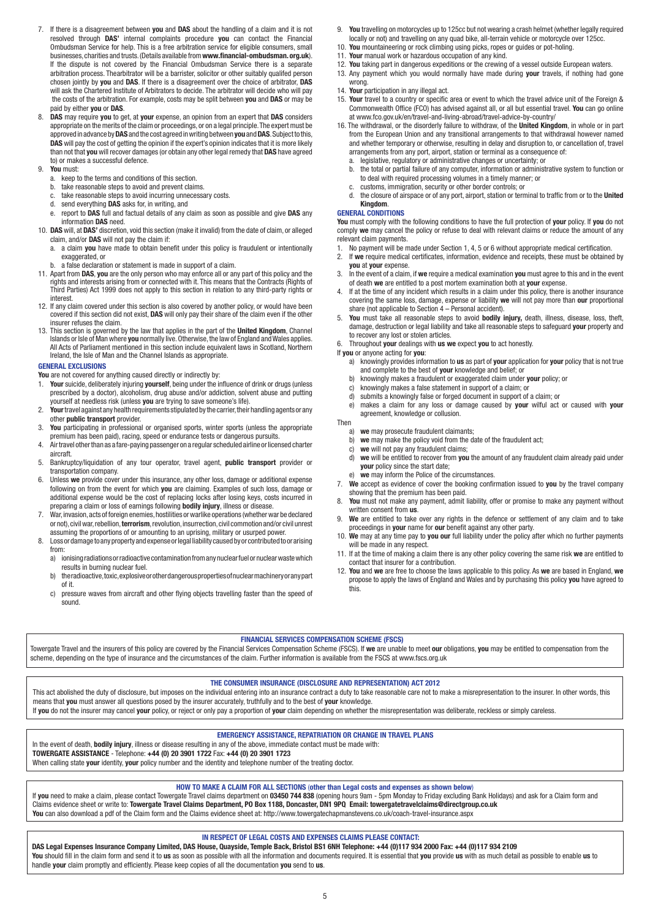7. If there is a disagreement between **you** and **DAS** about the handling of a claim and it is not resolved through **DAS'** internal complaints procedure **you** can contact the Financial Ombudsman Service for help. This is a free arbitration service for eligible consumers, small businesses, charities and trusts. (Details available from **www.financial-ombudsman.org.uk**). If the dispute is not covered by the Financial Ombudsman Service there is a separate arbitration process. Thearbitrator will be a barrister, solicitor or other suitably qualifed person chosen jointly by **you** and **DAS**. If there is a disagreement over the choice of arbitrator, **DAS** will ask the Chartered Institute of Arbitrators to decide. The arbitrator will decide who will pay the costs of the arbitration. For example, costs may be split between **you** and **DAS** or may be paid by either **you** or **DAS**.
8. **DAS** may require **you** to get, at **your** expense, an opinion from an expert that **DAS** considers appropriate on the merits of the claim or proceedings, or on a legal principle. The expert must be approved in advance by **DAS** and the cost agreed in writing between **you** and **DAS**. Subject to this, **DAS** will pay the cost of getting the opinion if the expert's opinion indicates that it is more likely than not that **you** will recover damages (or obtain any other legal remedy that **DAS** have agreed to) or makes a successful defence.
9. **You** must:
   a. keep to the terms and conditions of this section.
   b. take reasonable steps to avoid and prevent claims.
   c. take reasonable steps to avoid incurring unnecessary costs.
   d. send everything **DAS** asks for, in writing, and
   e. report to **DAS** full and factual details of any claim as soon as possible and give **DAS** any information **DAS** need.
10. **DAS** will, at **DAS'** discretion, void this section (make it invalid) from the date of claim, or alleged claim, and/or **DAS** will not pay the claim if:
    a. a claim **you** have made to obtain benefit under this policy is fraudulent or intentionally exaggerated, or
    b. a false declaration or statement is made in support of a claim.
11. Apart from **DAS**, **you** are the only person who may enforce all or any part of this policy and the rights and interests arising from or connected with it. This means that the Contracts (Rights of Third Parties) Act 1999 does not apply to this section in relation to any third-party rights or interest.
12. If any claim covered under this section is also covered by another policy, or would have been covered if this section did not exist, **DAS** will only pay their share of the claim even if the other insurer refuses the claim.
13. This section is governed by the law that applies in the part of the **United Kingdom**, Channel Islands or Isle of Man where **you** normally live. Otherwise, the law of England and Wales applies. All Acts of Parliament mentioned in this section include equivalent laws in Scotland, Northern Ireland, the Isle of Man and the Channel Islands as appropriate.

## GENERAL EXCLUSIONS

**You** are not covered for anything caused directly or indirectly by:

1. **Your** suicide, deliberately injuring **yourself**, being under the influence of drink or drugs (unless prescribed by a doctor), alcoholism, drug abuse and/or addiction, solvent abuse and putting yourself at needless risk (unless **you** are trying to save someone's life).
2. **Your** travel against any health requirements stipulated by the carrier, their handling agents or any other **public transport** provider.
3. **You** participating in professional or organised sports, winter sports (unless the appropriate premium has been paid), racing, speed or endurance tests or dangerous pursuits.
4. Air travel other than as a fare-paying passenger on a regular scheduled airline or licensed charter aircraft.
5. Bankruptcy/liquidation of any tour operator, travel agent, **public transport** provider or transportation company.
6. Unless **we** provide cover under this insurance, any other loss, damage or additional expense following on from the event for which **you** are claiming. Examples of such loss, damage or additional expense would be the cost of replacing locks after losing keys, costs incurred in preparing a claim or loss of earnings following **bodily injury**, illness or disease.
7. War, invasion, acts of foreign enemies, hostilities or warlike operations (whether war be declared or not), civil war, rebellion, **terrorism**, revolution, insurrection, civil commotion and/or civil unrest assuming the proportions of or amounting to an uprising, military or usurped power.
8. Loss or damage to any property and expense or legal liability caused by or contributed to or arising from:
   a) ionising radiations or radioactive contamination from any nuclear fuel or nuclear waste which results in burning nuclear fuel.
   b) the radioactive, toxic, explosive or other dangerous properties of nuclear machinery or any part of it.
   c) pressure waves from aircraft and other flying objects travelling faster than the speed of sound.
9. **You** travelling on motorcycles up to 125cc but not wearing a crash helmet (whether legally required locally or not) and travelling on any quad bike, all-terrain vehicle or motorcycle over 125cc.
10. **You** mountaineering or rock climbing using picks, ropes or guides or pot-holing.
11. **Your** manual work or hazardous occupation of any kind.
12. **You** taking part in dangerous expeditions or the crewing of a vessel outside European waters.
13. Any payment which you would normally have made during **your** travels, if nothing had gone wrong.
14. **Your** participation in any illegal act.
15. **Your** travel to a country or specific area or event to which the travel advice unit of the Foreign & Commonwealth Office (FCO) has advised against all, or all but essential travel. **You** can go online at www.fco.gov.uk/en/travel-and-living-abroad/travel-advice-by-country/
16. The withdrawal, or the disorderly failure to withdraw, of the **United Kingdom**, in whole or in part from the European Union and any transitional arrangements to that withdrawal however named and whether temporary or otherwise, resulting in delay and disruption to, or cancellation of, travel arrangements from any port, airport, station or terminal as a consequence of:
    a. legislative, regulatory or administrative changes or uncertainty; or
    b. the total or partial failure of any computer, information or administrative system to function or to deal with required processing volumes in a timely manner; or
    c. customs, immigration, security or other border controls; or
    d. the closure of airspace or of any port, airport, station or terminal to traffic from or to the **United Kingdom**.

## GENERAL CONDITIONS

**You** must comply with the following conditions to have the full protection of **your** policy. If **you** do not comply **we** may cancel the policy or refuse to deal with relevant claims or reduce the amount of any relevant claim payments.

1. No payment will be made under Section 1, 4, 5 or 6 without appropriate medical certification.
2. If **we** require medical certificates, information, evidence and receipts, these must be obtained by **you** at **your** expense.
3. In the event of a claim, if **we** require a medical examination **you** must agree to this and in the event of death **we** are entitled to a post mortem examination both at **your** expense.
4. If at the time of any incident which results in a claim under this policy, there is another insurance covering the same loss, damage, expense or liability **we** will not pay more than **our** proportional share (not applicable to Section 4 – Personal accident).
5. **You** must take all reasonable steps to avoid **bodily injury,** death, illness, disease, loss, theft, damage, destruction or legal liability and take all reasonable steps to safeguard **your** property and to recover any lost or stolen articles.
6. Throughout **your** dealings with **us we** expect **you** to act honestly.

If **you** or anyone acting for **you**:

   a) knowingly provides information to **us** as part of **your** application for **your** policy that is not true and complete to the best of **your** knowledge and belief; or
   b) knowingly makes a fraudulent or exaggerated claim under **your** policy; or
   c) knowingly makes a false statement in support of a claim; or
   d) submits a knowingly false or forged document in support of a claim; or
   e) makes a claim for any loss or damage caused by **your** wilful act or caused with **your** agreement, knowledge or collusion.

Then

   a) **we** may prosecute fraudulent claimants;
   b) **we** may make the policy void from the date of the fraudulent act;
   c) **we** will not pay any fraudulent claims;
   d) **we** will be entitled to recover from **you** the amount of any fraudulent claim already paid under **your** policy since the start date;
   e) **we** may inform the Police of the circumstances.

7. **We** accept as evidence of cover the booking confirmation issued to **you** by the travel company showing that the premium has been paid.
8. **You** must not make any payment, admit liability, offer or promise to make any payment without written consent from **us**.
9. **We** are entitled to take over any rights in the defence or settlement of any claim and to take proceedings in **your** name for **our** benefit against any other party.
10. **We** may at any time pay to **you our** full liability under the policy after which no further payments will be made in any respect.
11. If at the time of making a claim there is any other policy covering the same risk **we** are entitled to contact that insurer for a contribution.
12. **You** and **we** are free to choose the laws applicable to this policy. As **we** are based in England, **we** propose to apply the laws of England and Wales and by purchasing this policy **you** have agreed to this.

## FINANCIAL SERVICES COMPENSATION SCHEME (FSCS)

Towergate Travel and the insurers of this policy are covered by the Financial Services Compensation Scheme (FSCS). If **we** are unable to meet **our** obligations, **you** may be entitled to compensation from the scheme, depending on the type of insurance and the circumstances of the claim. Further information is available from the FSCS at www.fscs.org.uk

## THE CONSUMER INSURANCE (DISCLOSURE AND REPRESENTATION) ACT 2012

This act abolished the duty of disclosure, but imposes on the individual entering into an insurance contract a duty to take reasonable care not to make a misrepresentation to the insurer. In other words, this means that **you** must answer all questions posed by the insurer accurately, truthfully and to the best of **your** knowledge.

If **you** do not the insurer may cancel **your** policy, or reject or only pay a proportion of **your** claim depending on whether the misrepresentation was deliberate, reckless or simply careless.

## EMERGENCY ASSISTANCE, REPATRIATION OR CHANGE IN TRAVEL PLANS

In the event of death, **bodily injury**, illness or disease resulting in any of the above, immediate contact must be made with:

**TOWERGATE ASSISTANCE** - Telephone: **+44 (0) 20 3901 1722** Fax: **+44 (0) 20 3901 1723**

When calling state **your** identity, **your** policy number and the identity and telephone number of the treating doctor.

## HOW TO MAKE A CLAIM FOR ALL SECTIONS (other than Legal costs and expenses as shown below)

If **you** need to make a claim, please contact Towergate Travel claims department on **03450 744 838** (opening hours 9am - 5pm Monday to Friday excluding Bank Holidays) and ask for a Claim form and Claims evidence sheet or write to: **Towergate Travel Claims Department, PO Box 1188, Doncaster, DN1 9PQ Email: towergatetravelclaims@directgroup.co.uk**

**You** can also download a pdf of the Claim form and the Claims evidence sheet at: http://www.towergatechapmanstevens.co.uk/coach-travel-insurance.aspx

## IN RESPECT OF LEGAL COSTS AND EXPENSES CLAIMS PLEASE CONTACT:

**DAS Legal Expenses Insurance Company Limited, DAS House, Quayside, Temple Back, Bristol BS1 6NH Telephone: +44 (0)117 934 2000 Fax: +44 (0)117 934 2109**

**You** should fill in the claim form and send it to **us** as soon as possible with all the information and documents required. It is essential that **you** provide **us** with as much detail as possible to enable **us** to handle **your** claim promptly and efficiently. Please keep copies of all the documentation **you** send to **us**.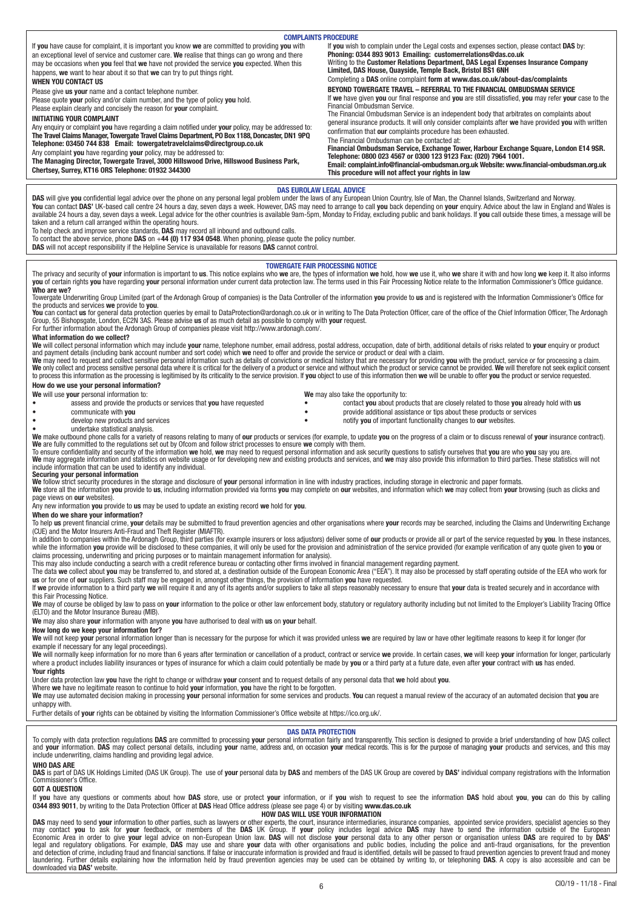## COMPLAINTS PROCEDURE

If **you** have cause for complaint, it is important you know **we** are committed to providing **you** with an exceptional level of service and customer care. **We** realise that things can go wrong and there may be occasions when **you** feel that **we** have not provided the service **you** expected. When this happens, **we** want to hear about it so that **we** can try to put things right.

**WHEN YOU CONTACT US**

Please give **us your** name and a contact telephone number.
Please quote **your** policy and/or claim number, and the type of policy **you** hold.
Please explain clearly and concisely the reason for **your** complaint.

**INITIATING YOUR COMPLAINT**

Any enquiry or complaint **you** have regarding a claim notified under **your** policy, may be addressed to:
**The Travel Claims Manager, Towergate Travel Claims Department, PO Box 1188, Doncaster, DN1 9PQ Telephone: 03450 744 838 Email: towergatetravelclaims@directgroup.co.uk**

Any complaint **you** have regarding **your** policy, may be addressed to:
**The Managing Director, Towergate Travel, 3000 Hillswood Drive, Hillswood Business Park, Chertsey, Surrey, KT16 0RS Telephone: 01932 344300**

If **you** wish to complain under the Legal costs and expenses section, please contact **DAS** by:
**Phoning: 0344 893 9013 Emailing: customerrelations@das.co.uk**
Writing to the **Customer Relations Department, DAS Legal Expenses Insurance Company Limited, DAS House, Quayside, Temple Back, Bristol BS1 6NH**
Completing a **DAS** online complaint **form at www.das.co.uk/about-das/complaints**

**BEYOND TOWERGATE TRAVEL – REFERRAL TO THE FINANCIAL OMBUDSMAN SERVICE**

If **we** have given **you** our final response and **you** are still dissatisfied, **you** may refer **your** case to the Financial Ombudsman Service.

The Financial Ombudsman Service is an independent body that arbitrates on complaints about general insurance products. It will only consider complaints after **we** have provided **you** with written confirmation that **our** complaints procedure has been exhausted.

The Financial Ombudsman can be contacted at:
**Financial Ombudsman Service, Exchange Tower, Harbour Exchange Square, London E14 9SR. Telephone: 0800 023 4567 or 0300 123 9123 Fax: (020) 7964 1001.**
**Email: complaint.info@financial-ombudsman.org.uk Website: www.financial-ombudsman.org.uk**
**This procedure will not affect your rights in law**

## DAS EUROLAW LEGAL ADVICE

**DAS** will give **you** confidential legal advice over the phone on any personal legal problem under the laws of any European Union Country, Isle of Man, the Channel Islands, Switzerland and Norway.
**You** can contact **DAS'** UK-based call centre 24 hours a day, seven days a week. However, DAS may need to arrange to call **you** back depending on **your** enquiry. Advice about the law in England and Wales is available 24 hours a day, seven days a week. Legal advice for the other countries is available 9am-5pm, Monday to Friday, excluding public and bank holidays. If **you** call outside these times, a message will be taken and a return call arranged within the operating hours.
To help check and improve service standards, **DAS** may record all inbound and outbound calls.
To contact the above service, phone **DAS** on **+44 (0) 117 934 0548**. When phoning, please quote the policy number.
**DAS** will not accept responsibility if the Helpline Service is unavailable for reasons **DAS** cannot control.

## TOWERGATE FAIR PROCESSING NOTICE

The privacy and security of **your** information is important to **us**. This notice explains who **we** are, the types of information **we** hold, how **we** use it, who **we** share it with and how long **we** keep it. It also informs **you** of certain rights **you** have regarding **your** personal information under current data protection law. The terms used in this Fair Processing Notice relate to the Information Commissioner's Office guidance.

**Who are we?**

Towergate Underwriting Group Limited (part of the Ardonagh Group of companies) is the Data Controller of the information **you** provide to **us** and is registered with the Information Commissioner's Office for the products and services **we** provide to **you**.
**You** can contact **us** for general data protection queries by email to DataProtection@ardonagh.co.uk or in writing to The Data Protection Officer, care of the office of the Chief Information Officer, The Ardonagh Group, 55 Bishopsgate, London, EC2N 3AS. Please advise **us** of as much detail as possible to comply with **your** request.
For further information about the Ardonagh Group of companies please visit http://www.ardonagh.com/.

**What information do we collect?**

**We** will collect personal information which may include **your** name, telephone number, email address, postal address, occupation, date of birth, additional details of risks related to **your** enquiry or product and payment details (including bank account number and sort code) which **we** need to offer and provide the service or product or deal with a claim.
**We** may need to request and collect sensitive personal information such as details of convictions or medical history that are necessary for providing **you** with the product, service or for processing a claim. **We** only collect and process sensitive personal data where it is critical for the delivery of a product or service and without which the product or service cannot be provided. **We** will therefore not seek explicit consent to process this information as the processing is legitimised by its criticality to the service provision. If **you** object to use of this information then **we** will be unable to offer **you** the product or service requested.

**How do we use your personal information?**

**We** will use **your** personal information to:

- assess and provide the products or services that **you** have requested
- communicate with **you**
- develop new products and services
- undertake statistical analysis.

**We** may also take the opportunity to:

- contact **you** about products that are closely related to those **you** already hold with **us**
- provide additional assistance or tips about these products or services
- notify **you** of important functionality changes to **our** websites.

**We** make outbound phone calls for a variety of reasons relating to many of **our** products or services (for example, to update **you** on the progress of a claim or to discuss renewal of **your** insurance contract). **We** are fully committed to the regulations set out by Ofcom and follow strict processes to ensure **we** comply with them.
To ensure confidentiality and security of the information **we** hold, **we** may need to request personal information and ask security questions to satisfy ourselves that **you** are who **you** say you are.
**We** may aggregate information and statistics on website usage or for developing new and existing products and services, and **we** may also provide this information to third parties. These statistics will not include information that can be used to identify any individual.

**Securing your personal information**

**We** follow strict security procedures in the storage and disclosure of **your** personal information in line with industry practices, including storage in electronic and paper formats.
**We** store all the information **you** provide to **us**, including information provided via forms **you** may complete on **our** websites, and information which **we** may collect from **your** browsing (such as clicks and page views on **our** websites).
Any new information **you** provide to **us** may be used to update an existing record **we** hold for **you**.

**When do we share your information?**

To help **us** prevent financial crime, **your** details may be submitted to fraud prevention agencies and other organisations where **your** records may be searched, including the Claims and Underwriting Exchange (CUE) and the Motor Insurers Anti-Fraud and Theft Register (MIAFTR).
In addition to companies within the Ardonagh Group, third parties (for example insurers or loss adjustors) deliver some of **our** products or provide all or part of the service requested by **you**. In these instances, while the information **you** provide will be disclosed to these companies, it will only be used for the provision and administration of the service provided (for example verification of any quote given to **you** or claims processing, underwriting and pricing purposes or to maintain management information for analysis).
This may also include conducting a search with a credit reference bureau or contacting other firms involved in financial management regarding payment.
The data **we** collect about **you** may be transferred to, and stored at, a destination outside of the European Economic Area ("EEA"). It may also be processed by staff operating outside of the EEA who work for **us** or for one of **our** suppliers. Such staff may be engaged in, amongst other things, the provision of information **you** have requested.
If **we** provide information to a third party **we** will require it and any of its agents and/or suppliers to take all steps reasonably necessary to ensure that **your** data is treated securely and in accordance with this Fair Processing Notice.
**We** may of course be obliged by law to pass on **your** information to the police or other law enforcement body, statutory or regulatory authority including but not limited to the Employer's Liability Tracing Office (ELTO) and the Motor Insurance Bureau (MIB).
**We** may also share **your** information with anyone **you** have authorised to deal with **us** on **your** behalf.

**How long do we keep your information for?**

**We** will not keep **your** personal information longer than is necessary for the purpose for which it was provided unless **we** are required by law or have other legitimate reasons to keep it for longer (for example if necessary for any legal proceedings).
**We** will normally keep information for no more than 6 years after termination or cancellation of a product, contract or service **we** provide. In certain cases, **we** will keep **your** information for longer, particularly where a product includes liability insurances or types of insurance for which a claim could potentially be made by **you** or a third party at a future date, even after **your** contract with **us** has ended.

**Your rights**

Under data protection law **you** have the right to change or withdraw **your** consent and to request details of any personal data that **we** hold about **you**.
Where **we** have no legitimate reason to continue to hold **your** information, **you** have the right to be forgotten.
**We** may use automated decision making in processing **your** personal information for some services and products. **You** can request a manual review of the accuracy of an automated decision that **you** are unhappy with.
Further details of **your** rights can be obtained by visiting the Information Commissioner's Office website at https://ico.org.uk/.

## DAS DATA PROTECTION

To comply with data protection regulations **DAS** are committed to processing **your** personal information fairly and transparently. This section is designed to provide a brief understanding of how DAS collect and **your** information. **DAS** may collect personal details, including **your** name, address and, on occasion **your** medical records. This is for the purpose of managing **your** products and services, and this may include underwriting, claims handling and providing legal advice.

**WHO DAS ARE**

**DAS** is part of DAS UK Holdings Limited (DAS UK Group). The use of **your** personal data by **DAS** and members of the DAS UK Group are covered by **DAS'** individual company registrations with the Information Commissioner's Office.

**GOT A QUESTION**

If **you** have any questions or comments about how **DAS** store, use or protect **your** information, or if **you** wish to request to see the information **DAS** hold about **you**, **you** can do this by calling **0344 893 9011**, by writing to the Data Protection Officer at **DAS** Head Office address (please see page 4) or by visiting **www.das.co.uk**

**HOW DAS WILL USE YOUR INFORMATION**

**DAS** may need to send **your** information to other parties, such as lawyers or other experts, the court, insurance intermediaries, insurance companies, appointed service providers, specialist agencies so they may contact **you** to ask for **your** feedback, or members of the **DAS** UK Group. If **your** policy includes legal advice **DAS** may have to send the information outside of the European Economic Area in order to give **your** legal advice on non-European Union law. **DAS** will not disclose **your** personal data to any other person or organisation unless **DAS** are required to by **DAS'** legal and regulatory obligations. For example, **DAS** may use and share **your** data with other organisations and public bodies, including the police and anti-fraud organisations, for the prevention and detection of crime, including fraud and financial sanctions. If false or inaccurate information is provided and fraud is identified, details will be passed to fraud prevention agencies to prevent fraud and money laundering. Further details explaining how the information held by fraud prevention agencies may be used can be obtained by writing to, or telephoning **DAS**. A copy is also accessible and can be downloaded via **DAS'** website.

CIO/19 - 11/18 - Final